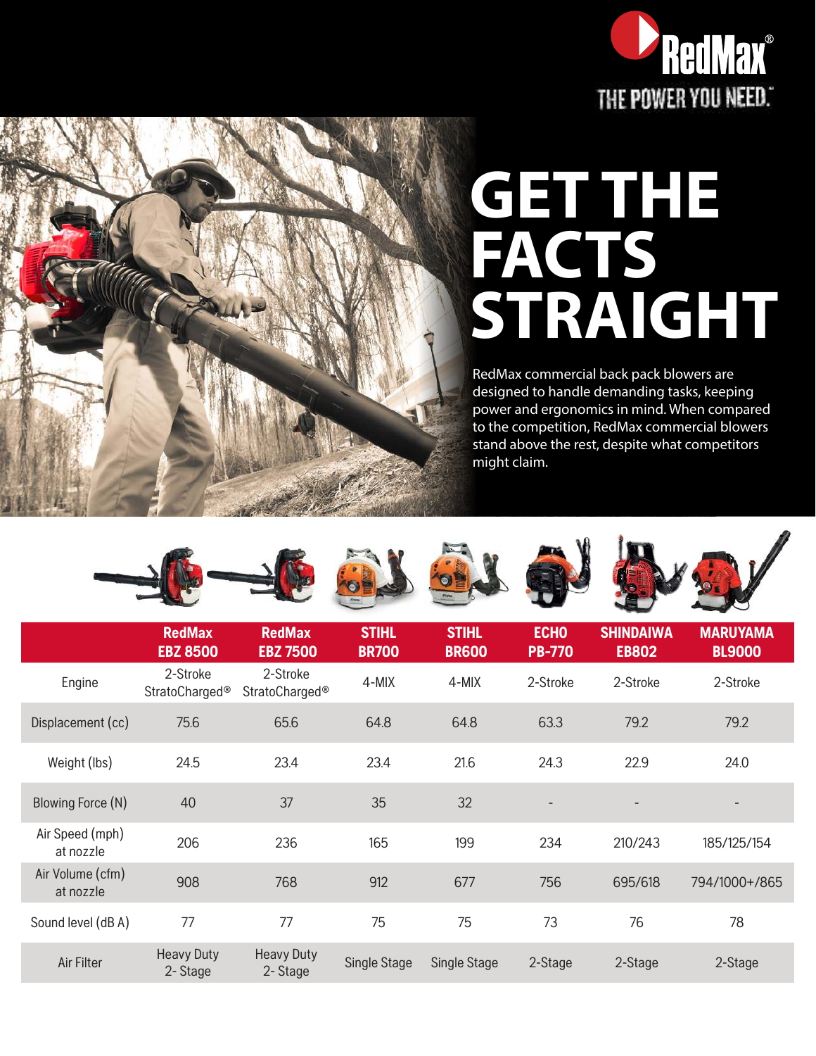RedMax®

THE POWER YOU NEED.™

# GET THE FACTS STRAIGHT

RedMax commercial back pack blowers are designed to handle demanding tasks, keeping power and ergonomics in mind. When compared to the competition, RedMax commercial blowers stand above the rest, despite what competitors might claim.

| | RedMax EBZ 8500 | RedMax EBZ 7500 | STIHL BR700 | STIHL BR600 | ECHO PB-770 | SHINDAIWA EB802 | MARUYAMA BL9000 |
|---|---|---|---|---|---|---|---|
| Engine | 2-Stroke StratoCharged® | 2-Stroke StratoCharged® | 4-MIX | 4-MIX | 2-Stroke | 2-Stroke | 2-Stroke |
| Displacement (cc) | 75.6 | 65.6 | 64.8 | 64.8 | 63.3 | 79.2 | 79.2 |
| Weight (lbs) | 24.5 | 23.4 | 23.4 | 21.6 | 24.3 | 22.9 | 24.0 |
| Blowing Force (N) | 40 | 37 | 35 | 32 | - | - | - |
| Air Speed (mph) at nozzle | 206 | 236 | 165 | 199 | 234 | 210/243 | 185/125/154 |
| Air Volume (cfm) at nozzle | 908 | 768 | 912 | 677 | 756 | 695/618 | 794/1000+/865 |
| Sound level (dB A) | 77 | 77 | 75 | 75 | 73 | 76 | 78 |
| Air Filter | Heavy Duty 2- Stage | Heavy Duty 2- Stage | Single Stage | Single Stage | 2-Stage | 2-Stage | 2-Stage |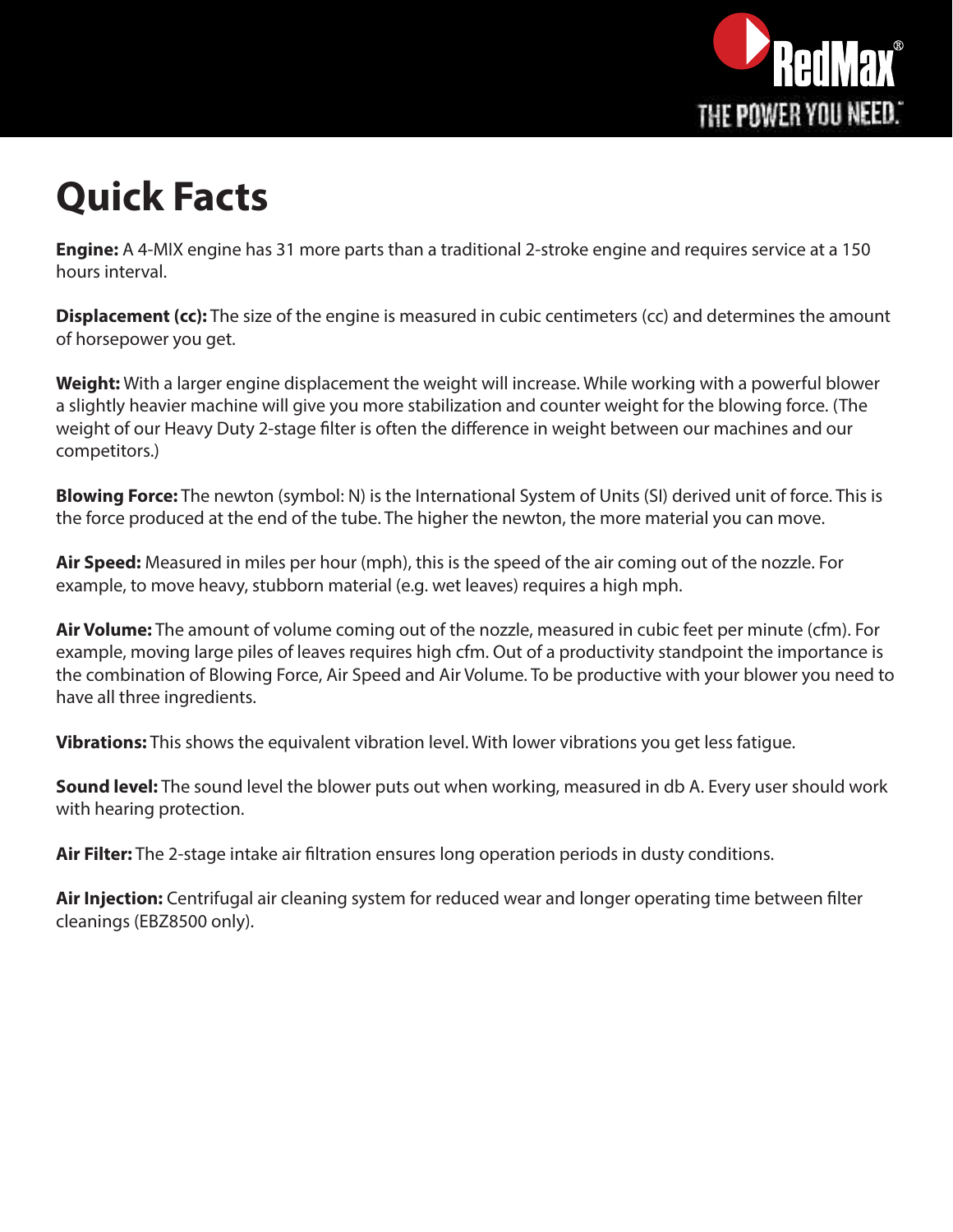# Quick Facts

**Engine:** A 4-MIX engine has 31 more parts than a traditional 2-stroke engine and requires service at a 150 hours interval.

**Displacement (cc):** The size of the engine is measured in cubic centimeters (cc) and determines the amount of horsepower you get.

**Weight:** With a larger engine displacement the weight will increase. While working with a powerful blower a slightly heavier machine will give you more stabilization and counter weight for the blowing force. (The weight of our Heavy Duty 2-stage filter is often the difference in weight between our machines and our competitors.)

**Blowing Force:** The newton (symbol: N) is the International System of Units (SI) derived unit of force. This is the force produced at the end of the tube. The higher the newton, the more material you can move.

**Air Speed:** Measured in miles per hour (mph), this is the speed of the air coming out of the nozzle. For example, to move heavy, stubborn material (e.g. wet leaves) requires a high mph.

**Air Volume:** The amount of volume coming out of the nozzle, measured in cubic feet per minute (cfm). For example, moving large piles of leaves requires high cfm. Out of a productivity standpoint the importance is the combination of Blowing Force, Air Speed and Air Volume. To be productive with your blower you need to have all three ingredients.

**Vibrations:** This shows the equivalent vibration level. With lower vibrations you get less fatigue.

**Sound level:** The sound level the blower puts out when working, measured in db A. Every user should work with hearing protection.

**Air Filter:** The 2-stage intake air filtration ensures long operation periods in dusty conditions.

**Air Injection:** Centrifugal air cleaning system for reduced wear and longer operating time between filter cleanings (EBZ8500 only).